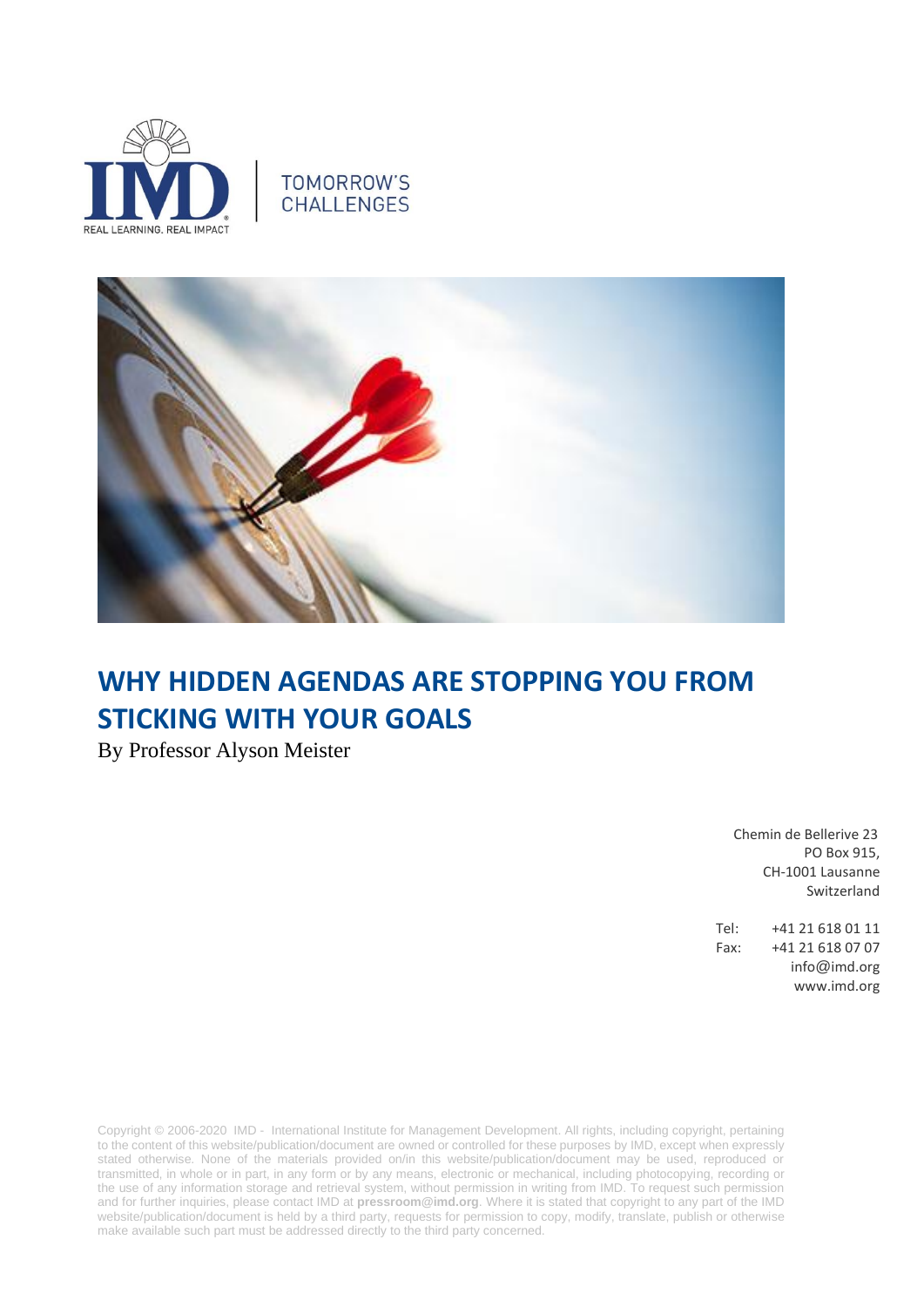TOMORROW'S CHALLENGES

# WHY HIDDEN AGENDAS ARE STOPPING YOU FROM STICKING WITH YOUR GOALS

By Professor Alyson Meister

Chemin de Bellerive 23
PO Box 915,
CH-1001 Lausanne
Switzerland

Tel: +41 21 618 01 11
Fax: +41 21 618 07 07
info@imd.org
www.imd.org

Copyright © 2006-2020 IMD - International Institute for Management Development. All rights, including copyright, pertaining to the content of this website/publication/document are owned or controlled for these purposes by IMD, except when expressly stated otherwise. None of the materials provided on/in this website/publication/document may be used, reproduced or transmitted, in whole or in part, in any form or by any means, electronic or mechanical, including photocopying, recording or the use of any information storage and retrieval system, without permission in writing from IMD. To request such permission and for further inquiries, please contact IMD at **pressroom@imd.org**. Where it is stated that copyright to any part of the IMD website/publication/document is held by a third party, requests for permission to copy, modify, translate, publish or otherwise make available such part must be addressed directly to the third party concerned.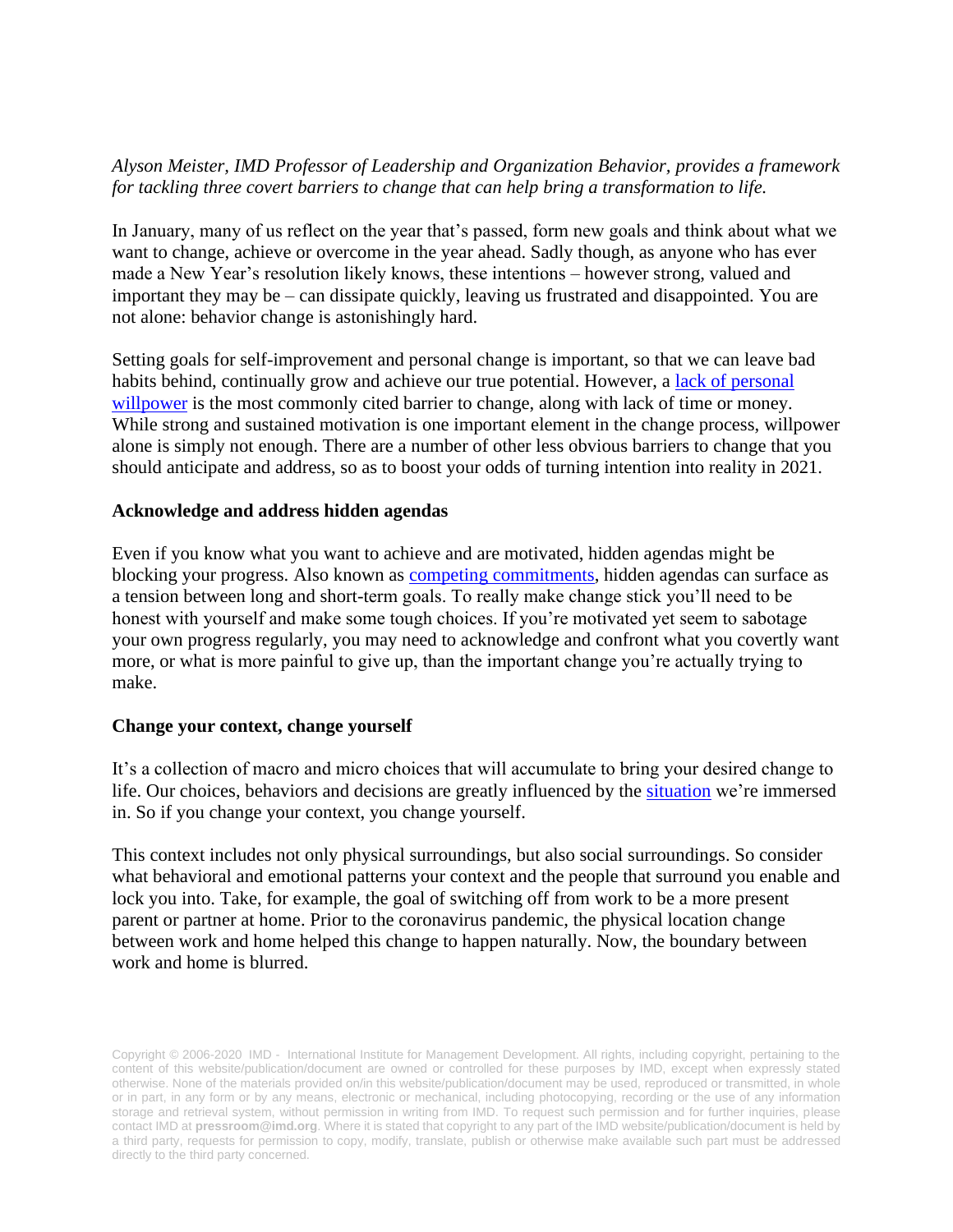*Alyson Meister, IMD Professor of Leadership and Organization Behavior, provides a framework for tackling three covert barriers to change that can help bring a transformation to life.*

In January, many of us reflect on the year that's passed, form new goals and think about what we want to change, achieve or overcome in the year ahead. Sadly though, as anyone who has ever made a New Year's resolution likely knows, these intentions – however strong, valued and important they may be – can dissipate quickly, leaving us frustrated and disappointed. You are not alone: behavior change is astonishingly hard.

Setting goals for self-improvement and personal change is important, so that we can leave bad habits behind, continually grow and achieve our true potential. However, a lack of personal willpower is the most commonly cited barrier to change, along with lack of time or money. While strong and sustained motivation is one important element in the change process, willpower alone is simply not enough. There are a number of other less obvious barriers to change that you should anticipate and address, so as to boost your odds of turning intention into reality in 2021.

**Acknowledge and address hidden agendas**

Even if you know what you want to achieve and are motivated, hidden agendas might be blocking your progress. Also known as competing commitments, hidden agendas can surface as a tension between long and short-term goals. To really make change stick you'll need to be honest with yourself and make some tough choices. If you're motivated yet seem to sabotage your own progress regularly, you may need to acknowledge and confront what you covertly want more, or what is more painful to give up, than the important change you're actually trying to make.

**Change your context, change yourself**

It's a collection of macro and micro choices that will accumulate to bring your desired change to life. Our choices, behaviors and decisions are greatly influenced by the situation we're immersed in. So if you change your context, you change yourself.

This context includes not only physical surroundings, but also social surroundings. So consider what behavioral and emotional patterns your context and the people that surround you enable and lock you into. Take, for example, the goal of switching off from work to be a more present parent or partner at home. Prior to the coronavirus pandemic, the physical location change between work and home helped this change to happen naturally. Now, the boundary between work and home is blurred.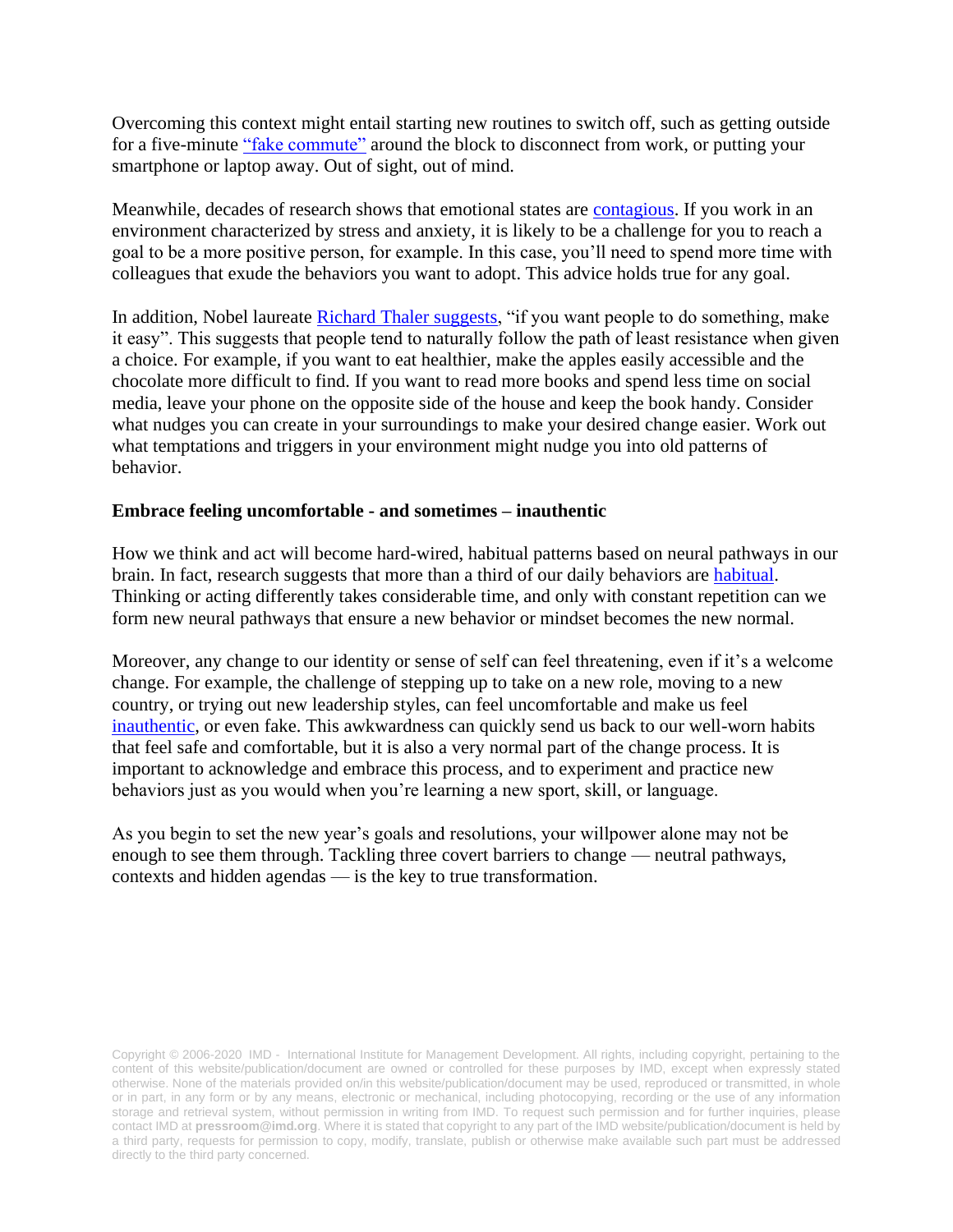Overcoming this context might entail starting new routines to switch off, such as getting outside for a five-minute [“fake commute”]() around the block to disconnect from work, or putting your smartphone or laptop away. Out of sight, out of mind.

Meanwhile, decades of research shows that emotional states are [contagious](). If you work in an environment characterized by stress and anxiety, it is likely to be a challenge for you to reach a goal to be a more positive person, for example. In this case, you’ll need to spend more time with colleagues that exude the behaviors you want to adopt. This advice holds true for any goal.

In addition, Nobel laureate [Richard Thaler suggests](), “if you want people to do something, make it easy”. This suggests that people tend to naturally follow the path of least resistance when given a choice. For example, if you want to eat healthier, make the apples easily accessible and the chocolate more difficult to find. If you want to read more books and spend less time on social media, leave your phone on the opposite side of the house and keep the book handy. Consider what nudges you can create in your surroundings to make your desired change easier. Work out what temptations and triggers in your environment might nudge you into old patterns of behavior.

**Embrace feeling uncomfortable - and sometimes – inauthentic**

How we think and act will become hard-wired, habitual patterns based on neural pathways in our brain. In fact, research suggests that more than a third of our daily behaviors are [habitual](). Thinking or acting differently takes considerable time, and only with constant repetition can we form new neural pathways that ensure a new behavior or mindset becomes the new normal.

Moreover, any change to our identity or sense of self can feel threatening, even if it’s a welcome change. For example, the challenge of stepping up to take on a new role, moving to a new country, or trying out new leadership styles, can feel uncomfortable and make us feel [inauthentic](), or even fake. This awkwardness can quickly send us back to our well-worn habits that feel safe and comfortable, but it is also a very normal part of the change process. It is important to acknowledge and embrace this process, and to experiment and practice new behaviors just as you would when you’re learning a new sport, skill, or language.

As you begin to set the new year’s goals and resolutions, your willpower alone may not be enough to see them through. Tackling three covert barriers to change — neutral pathways, contexts and hidden agendas — is the key to true transformation.

Copyright © 2006-2020 IMD - International Institute for Management Development. All rights, including copyright, pertaining to the content of this website/publication/document are owned or controlled for these purposes by IMD, except when expressly stated otherwise. None of the materials provided on/in this website/publication/document may be used, reproduced or transmitted, in whole or in part, in any form or by any means, electronic or mechanical, including photocopying, recording or the use of any information storage and retrieval system, without permission in writing from IMD. To request such permission and for further inquiries, please contact IMD at **pressroom@imd.org**. Where it is stated that copyright to any part of the IMD website/publication/document is held by a third party, requests for permission to copy, modify, translate, publish or otherwise make available such part must be addressed directly to the third party concerned.